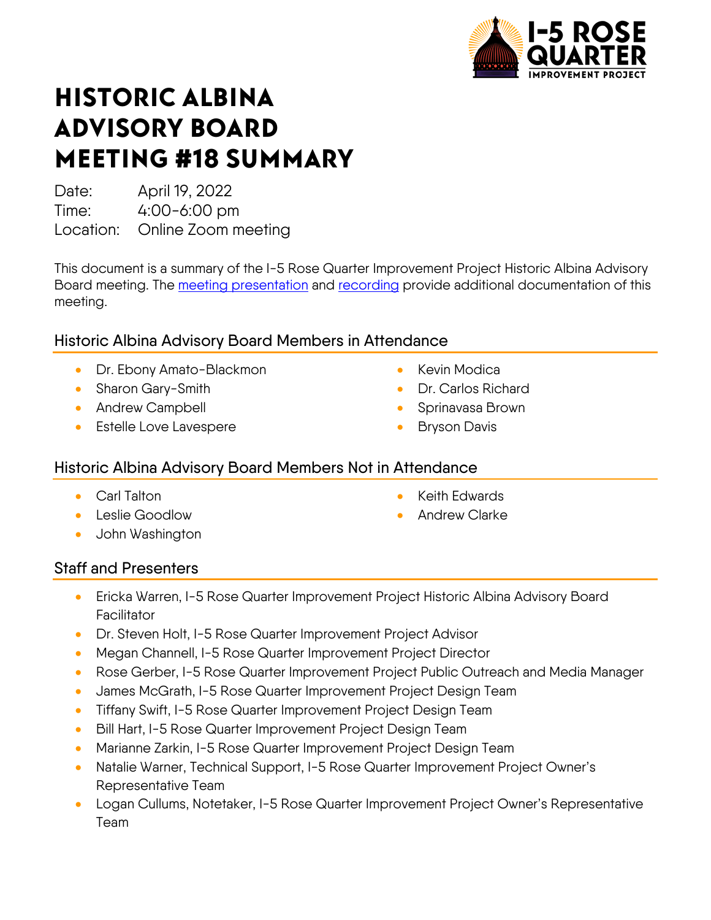# HISTORIC ALBINA ADVISORY BOARD MEETING #18 SUMMARY

Date: April 19, 2022
Time: 4:00-6:00 pm
Location: Online Zoom meeting

This document is a summary of the I-5 Rose Quarter Improvement Project Historic Albina Advisory Board meeting. The meeting presentation and recording provide additional documentation of this meeting.

## Historic Albina Advisory Board Members in Attendance

- Dr. Ebony Amato-Blackmon
- Sharon Gary-Smith
- Andrew Campbell
- Estelle Love Lavespere
- Kevin Modica
- Dr. Carlos Richard
- Sprinavasa Brown
- Bryson Davis

## Historic Albina Advisory Board Members Not in Attendance

- Carl Talton
- Leslie Goodlow
- John Washington
- Keith Edwards
- Andrew Clarke

## Staff and Presenters

- Ericka Warren, I-5 Rose Quarter Improvement Project Historic Albina Advisory Board Facilitator
- Dr. Steven Holt, I-5 Rose Quarter Improvement Project Advisor
- Megan Channell, I-5 Rose Quarter Improvement Project Director
- Rose Gerber, I-5 Rose Quarter Improvement Project Public Outreach and Media Manager
- James McGrath, I-5 Rose Quarter Improvement Project Design Team
- Tiffany Swift, I-5 Rose Quarter Improvement Project Design Team
- Bill Hart, I-5 Rose Quarter Improvement Project Design Team
- Marianne Zarkin, I-5 Rose Quarter Improvement Project Design Team
- Natalie Warner, Technical Support, I-5 Rose Quarter Improvement Project Owner's Representative Team
- Logan Cullums, Notetaker, I-5 Rose Quarter Improvement Project Owner's Representative Team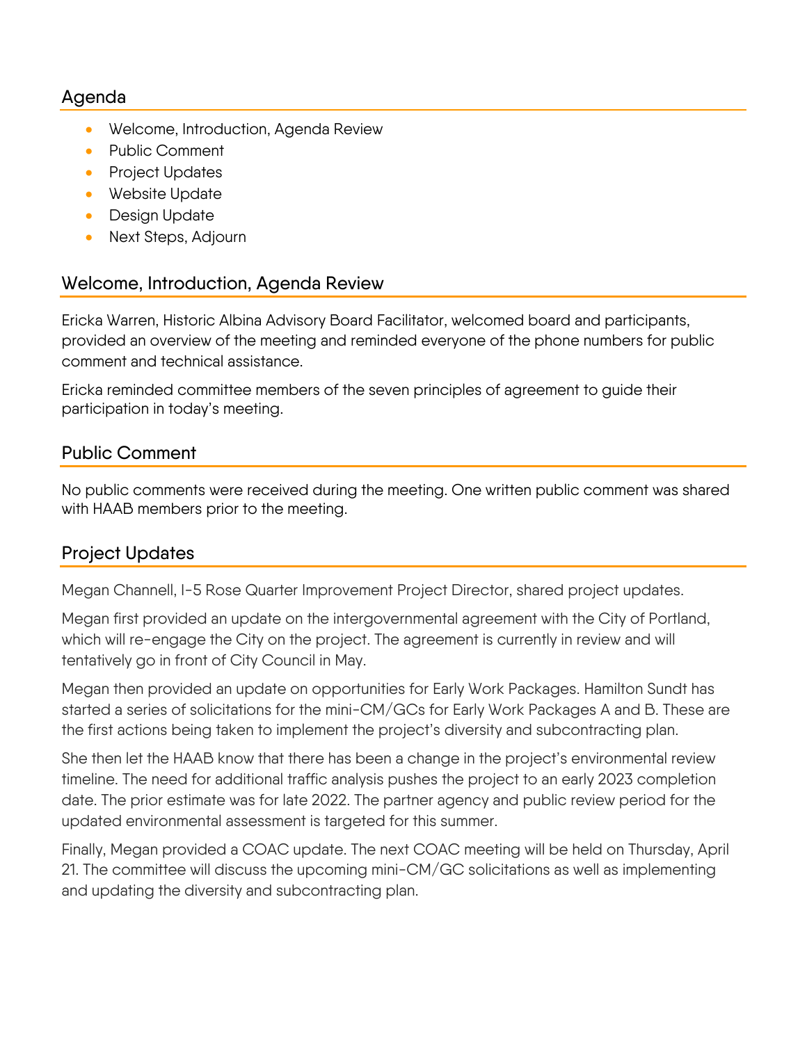## Agenda

- Welcome, Introduction, Agenda Review
- Public Comment
- Project Updates
- Website Update
- Design Update
- Next Steps, Adjourn

## Welcome, Introduction, Agenda Review

Ericka Warren, Historic Albina Advisory Board Facilitator, welcomed board and participants, provided an overview of the meeting and reminded everyone of the phone numbers for public comment and technical assistance.

Ericka reminded committee members of the seven principles of agreement to guide their participation in today's meeting.

## Public Comment

No public comments were received during the meeting. One written public comment was shared with HAAB members prior to the meeting.

## Project Updates

Megan Channell, I-5 Rose Quarter Improvement Project Director, shared project updates.

Megan first provided an update on the intergovernmental agreement with the City of Portland, which will re-engage the City on the project. The agreement is currently in review and will tentatively go in front of City Council in May.

Megan then provided an update on opportunities for Early Work Packages. Hamilton Sundt has started a series of solicitations for the mini-CM/GCs for Early Work Packages A and B. These are the first actions being taken to implement the project's diversity and subcontracting plan.

She then let the HAAB know that there has been a change in the project's environmental review timeline. The need for additional traffic analysis pushes the project to an early 2023 completion date. The prior estimate was for late 2022. The partner agency and public review period for the updated environmental assessment is targeted for this summer.

Finally, Megan provided a COAC update. The next COAC meeting will be held on Thursday, April 21. The committee will discuss the upcoming mini-CM/GC solicitations as well as implementing and updating the diversity and subcontracting plan.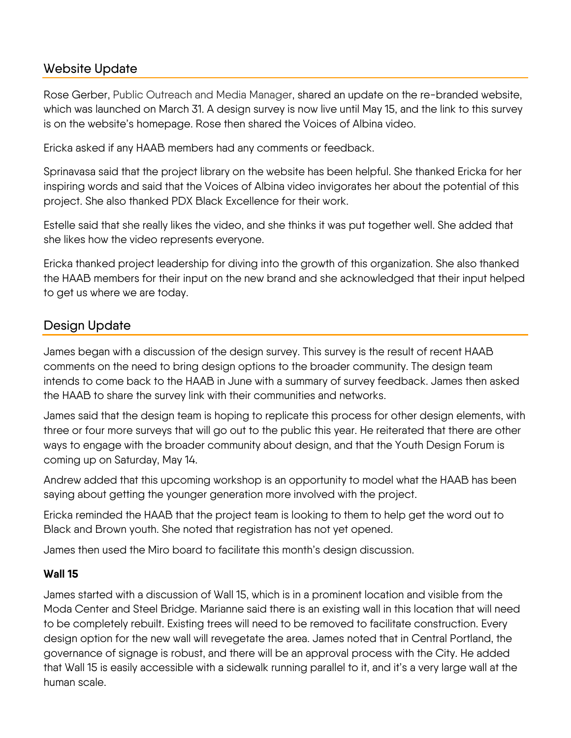## Website Update

Rose Gerber, Public Outreach and Media Manager, shared an update on the re-branded website, which was launched on March 31. A design survey is now live until May 15, and the link to this survey is on the website's homepage. Rose then shared the Voices of Albina video.

Ericka asked if any HAAB members had any comments or feedback.

Sprinavasa said that the project library on the website has been helpful. She thanked Ericka for her inspiring words and said that the Voices of Albina video invigorates her about the potential of this project. She also thanked PDX Black Excellence for their work.

Estelle said that she really likes the video, and she thinks it was put together well. She added that she likes how the video represents everyone.

Ericka thanked project leadership for diving into the growth of this organization. She also thanked the HAAB members for their input on the new brand and she acknowledged that their input helped to get us where we are today.

## Design Update

James began with a discussion of the design survey. This survey is the result of recent HAAB comments on the need to bring design options to the broader community. The design team intends to come back to the HAAB in June with a summary of survey feedback. James then asked the HAAB to share the survey link with their communities and networks.

James said that the design team is hoping to replicate this process for other design elements, with three or four more surveys that will go out to the public this year. He reiterated that there are other ways to engage with the broader community about design, and that the Youth Design Forum is coming up on Saturday, May 14.

Andrew added that this upcoming workshop is an opportunity to model what the HAAB has been saying about getting the younger generation more involved with the project.

Ericka reminded the HAAB that the project team is looking to them to help get the word out to Black and Brown youth. She noted that registration has not yet opened.

James then used the Miro board to facilitate this month's design discussion.

### Wall 15

James started with a discussion of Wall 15, which is in a prominent location and visible from the Moda Center and Steel Bridge. Marianne said there is an existing wall in this location that will need to be completely rebuilt. Existing trees will need to be removed to facilitate construction. Every design option for the new wall will revegetate the area. James noted that in Central Portland, the governance of signage is robust, and there will be an approval process with the City. He added that Wall 15 is easily accessible with a sidewalk running parallel to it, and it's a very large wall at the human scale.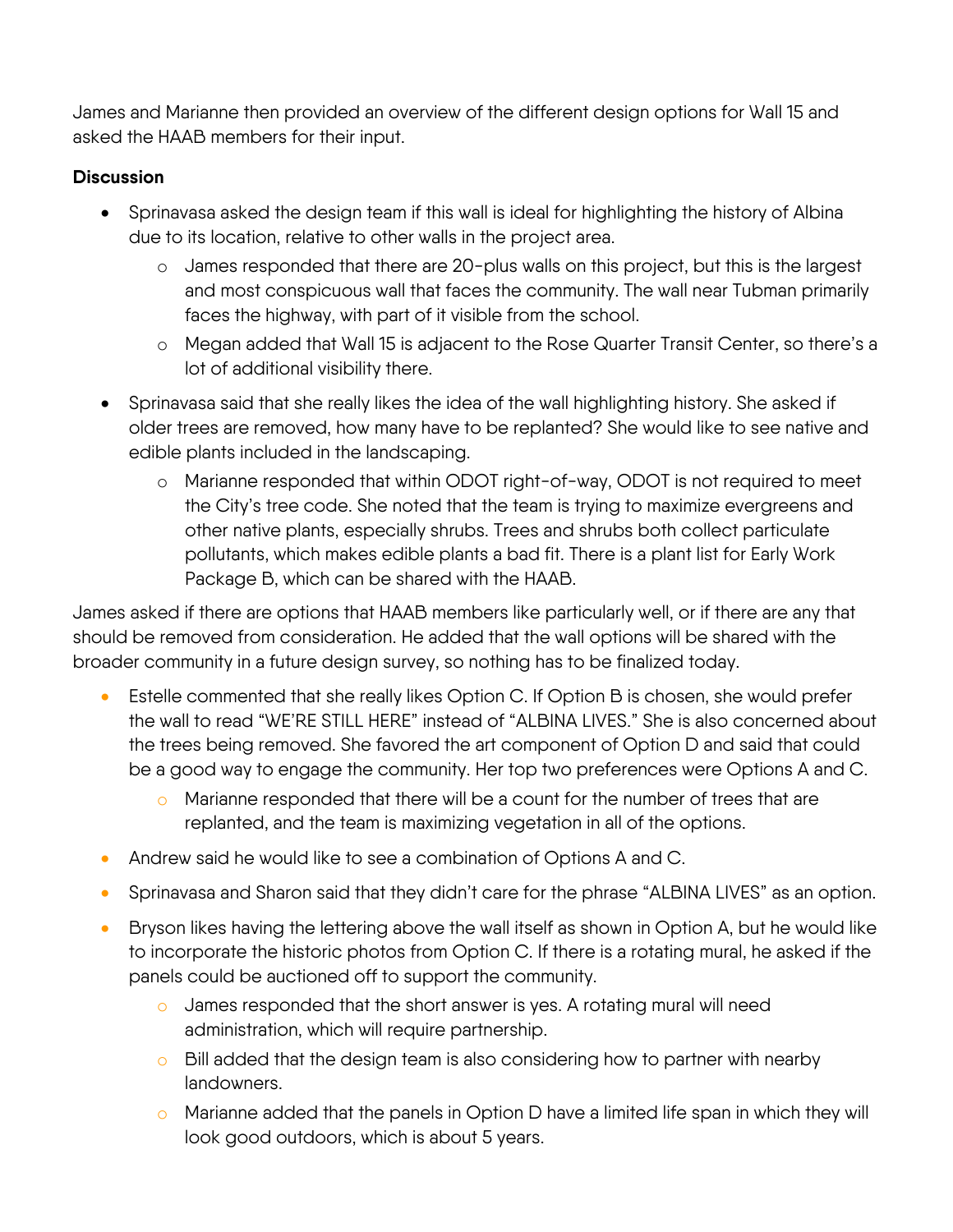James and Marianne then provided an overview of the different design options for Wall 15 and asked the HAAB members for their input.

**Discussion**

- Sprinavasa asked the design team if this wall is ideal for highlighting the history of Albina due to its location, relative to other walls in the project area.
    - James responded that there are 20-plus walls on this project, but this is the largest and most conspicuous wall that faces the community. The wall near Tubman primarily faces the highway, with part of it visible from the school.
    - Megan added that Wall 15 is adjacent to the Rose Quarter Transit Center, so there's a lot of additional visibility there.
- Sprinavasa said that she really likes the idea of the wall highlighting history. She asked if older trees are removed, how many have to be replanted? She would like to see native and edible plants included in the landscaping.
    - Marianne responded that within ODOT right-of-way, ODOT is not required to meet the City's tree code. She noted that the team is trying to maximize evergreens and other native plants, especially shrubs. Trees and shrubs both collect particulate pollutants, which makes edible plants a bad fit. There is a plant list for Early Work Package B, which can be shared with the HAAB.

James asked if there are options that HAAB members like particularly well, or if there are any that should be removed from consideration. He added that the wall options will be shared with the broader community in a future design survey, so nothing has to be finalized today.

- Estelle commented that she really likes Option C. If Option B is chosen, she would prefer the wall to read "WE'RE STILL HERE" instead of "ALBINA LIVES." She is also concerned about the trees being removed. She favored the art component of Option D and said that could be a good way to engage the community. Her top two preferences were Options A and C.
    - Marianne responded that there will be a count for the number of trees that are replanted, and the team is maximizing vegetation in all of the options.
- Andrew said he would like to see a combination of Options A and C.
- Sprinavasa and Sharon said that they didn't care for the phrase "ALBINA LIVES" as an option.
- Bryson likes having the lettering above the wall itself as shown in Option A, but he would like to incorporate the historic photos from Option C. If there is a rotating mural, he asked if the panels could be auctioned off to support the community.
    - James responded that the short answer is yes. A rotating mural will need administration, which will require partnership.
    - Bill added that the design team is also considering how to partner with nearby landowners.
    - Marianne added that the panels in Option D have a limited life span in which they will look good outdoors, which is about 5 years.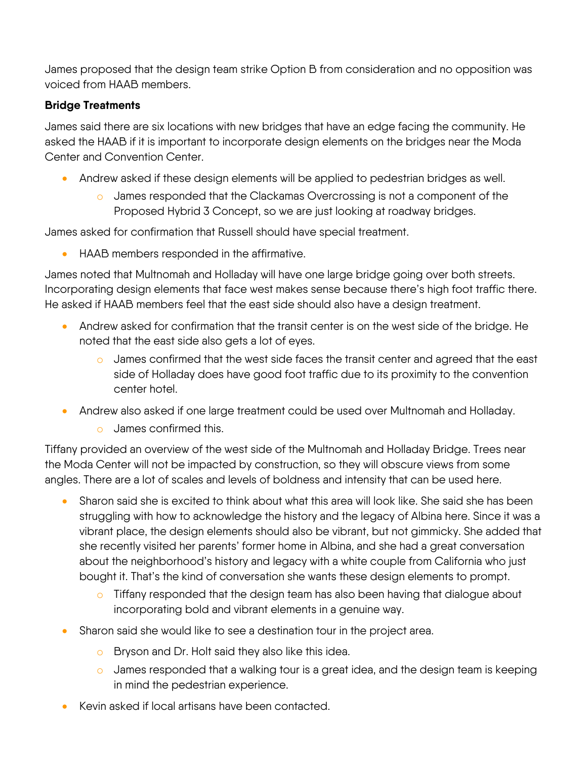James proposed that the design team strike Option B from consideration and no opposition was voiced from HAAB members.

**Bridge Treatments**

James said there are six locations with new bridges that have an edge facing the community. He asked the HAAB if it is important to incorporate design elements on the bridges near the Moda Center and Convention Center.

- Andrew asked if these design elements will be applied to pedestrian bridges as well.
    - James responded that the Clackamas Overcrossing is not a component of the Proposed Hybrid 3 Concept, so we are just looking at roadway bridges.

James asked for confirmation that Russell should have special treatment.

- HAAB members responded in the affirmative.

James noted that Multnomah and Holladay will have one large bridge going over both streets. Incorporating design elements that face west makes sense because there's high foot traffic there. He asked if HAAB members feel that the east side should also have a design treatment.

- Andrew asked for confirmation that the transit center is on the west side of the bridge. He noted that the east side also gets a lot of eyes.
    - James confirmed that the west side faces the transit center and agreed that the east side of Holladay does have good foot traffic due to its proximity to the convention center hotel.
- Andrew also asked if one large treatment could be used over Multnomah and Holladay.
    - James confirmed this.

Tiffany provided an overview of the west side of the Multnomah and Holladay Bridge. Trees near the Moda Center will not be impacted by construction, so they will obscure views from some angles. There are a lot of scales and levels of boldness and intensity that can be used here.

- Sharon said she is excited to think about what this area will look like. She said she has been struggling with how to acknowledge the history and the legacy of Albina here. Since it was a vibrant place, the design elements should also be vibrant, but not gimmicky. She added that she recently visited her parents' former home in Albina, and she had a great conversation about the neighborhood's history and legacy with a white couple from California who just bought it. That's the kind of conversation she wants these design elements to prompt.
    - Tiffany responded that the design team has also been having that dialogue about incorporating bold and vibrant elements in a genuine way.
- Sharon said she would like to see a destination tour in the project area.
    - Bryson and Dr. Holt said they also like this idea.
    - James responded that a walking tour is a great idea, and the design team is keeping in mind the pedestrian experience.
- Kevin asked if local artisans have been contacted.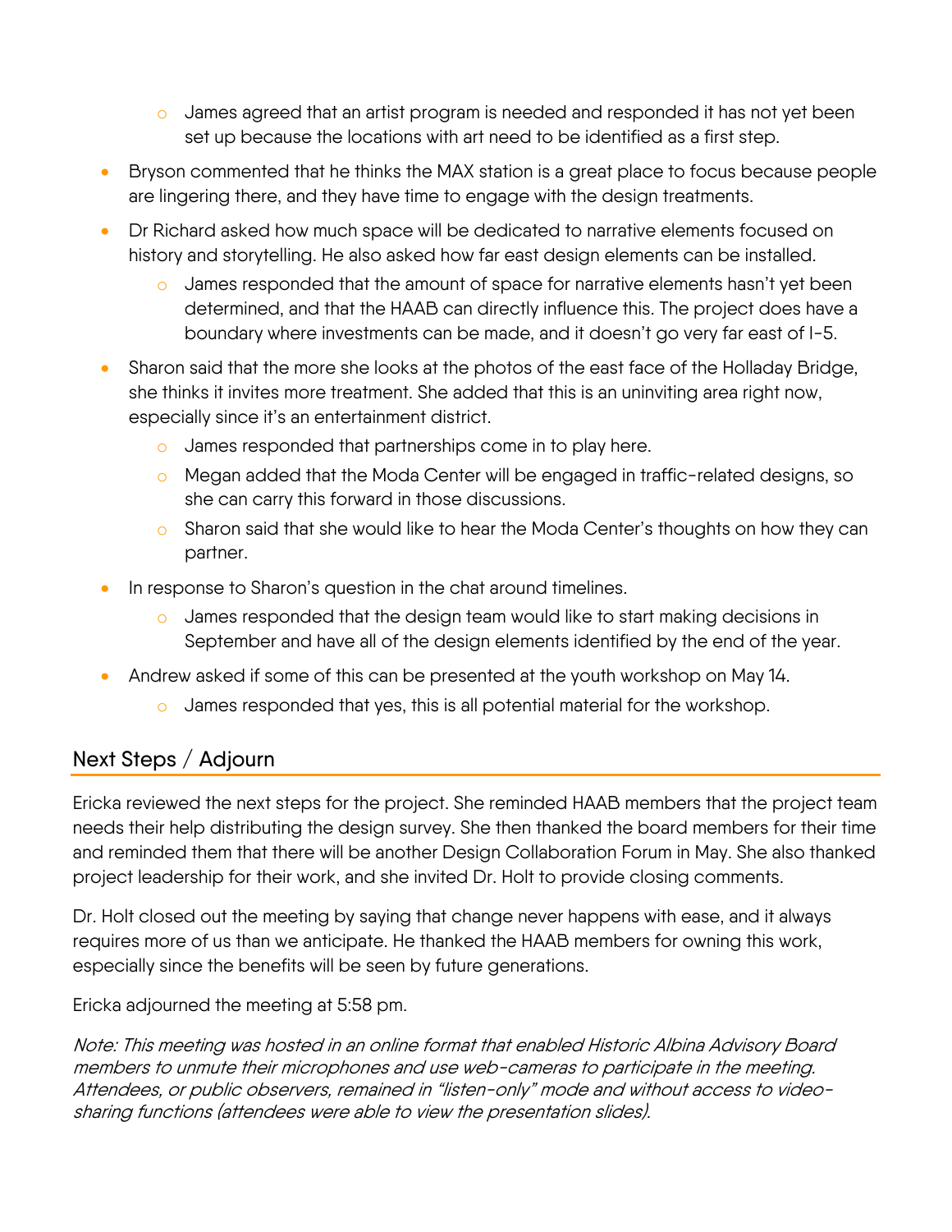- James agreed that an artist program is needed and responded it has not yet been set up because the locations with art need to be identified as a first step.
- Bryson commented that he thinks the MAX station is a great place to focus because people are lingering there, and they have time to engage with the design treatments.
- Dr Richard asked how much space will be dedicated to narrative elements focused on history and storytelling. He also asked how far east design elements can be installed.
    - James responded that the amount of space for narrative elements hasn't yet been determined, and that the HAAB can directly influence this. The project does have a boundary where investments can be made, and it doesn't go very far east of I-5.
- Sharon said that the more she looks at the photos of the east face of the Holladay Bridge, she thinks it invites more treatment. She added that this is an uninviting area right now, especially since it's an entertainment district.
    - James responded that partnerships come in to play here.
    - Megan added that the Moda Center will be engaged in traffic-related designs, so she can carry this forward in those discussions.
    - Sharon said that she would like to hear the Moda Center's thoughts on how they can partner.
- In response to Sharon's question in the chat around timelines.
    - James responded that the design team would like to start making decisions in September and have all of the design elements identified by the end of the year.
- Andrew asked if some of this can be presented at the youth workshop on May 14.
    - James responded that yes, this is all potential material for the workshop.

## Next Steps / Adjourn

Ericka reviewed the next steps for the project. She reminded HAAB members that the project team needs their help distributing the design survey. She then thanked the board members for their time and reminded them that there will be another Design Collaboration Forum in May. She also thanked project leadership for their work, and she invited Dr. Holt to provide closing comments.

Dr. Holt closed out the meeting by saying that change never happens with ease, and it always requires more of us than we anticipate. He thanked the HAAB members for owning this work, especially since the benefits will be seen by future generations.

Ericka adjourned the meeting at 5:58 pm.

*Note: This meeting was hosted in an online format that enabled Historic Albina Advisory Board members to unmute their microphones and use web-cameras to participate in the meeting. Attendees, or public observers, remained in "listen-only" mode and without access to video-sharing functions (attendees were able to view the presentation slides).*